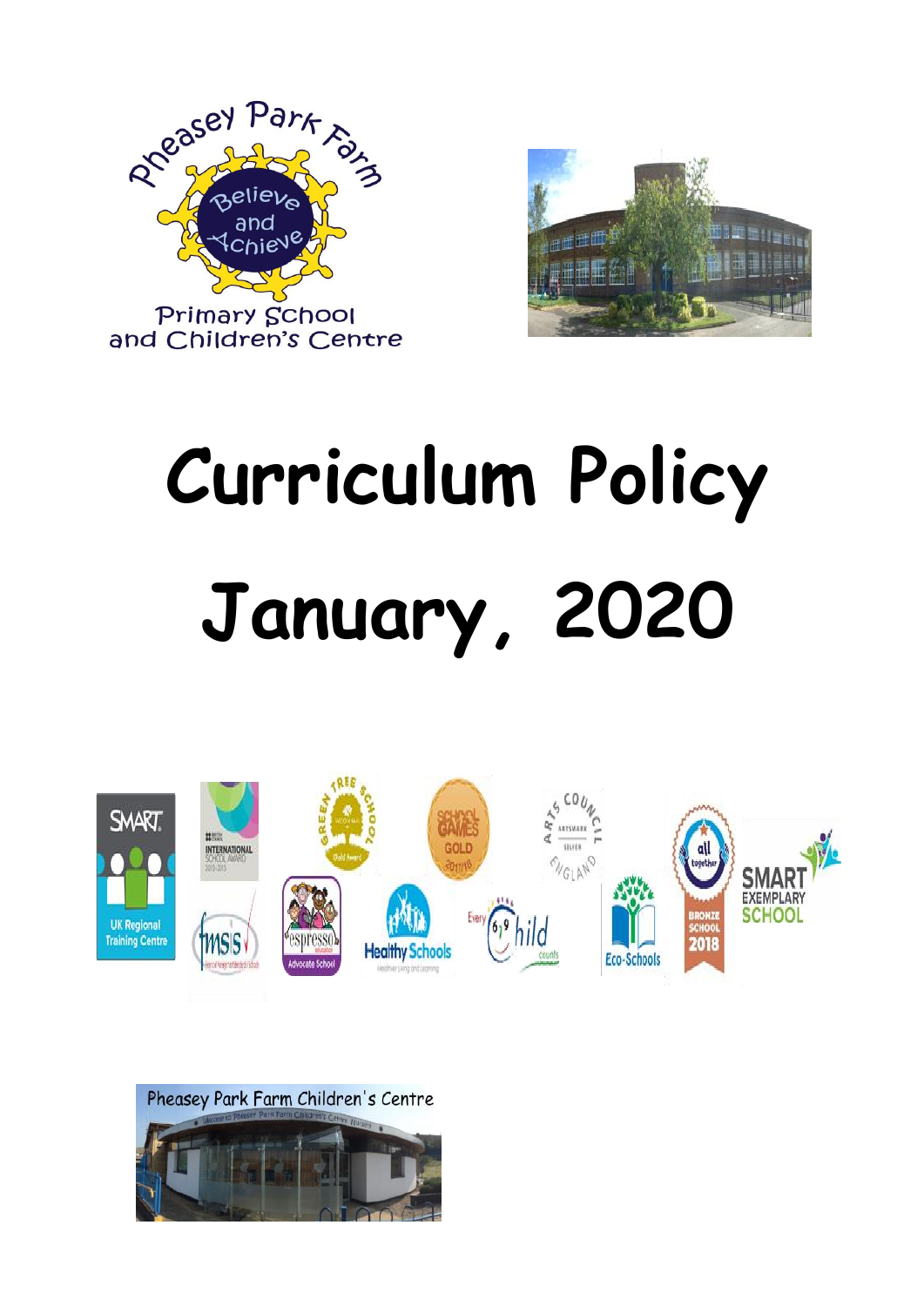Pheasey Park Farm

Believe and Achieve

Primary School and Children's Centre

# Curriculum Policy

# January, 2020

Pheasey Park Farm Children's Centre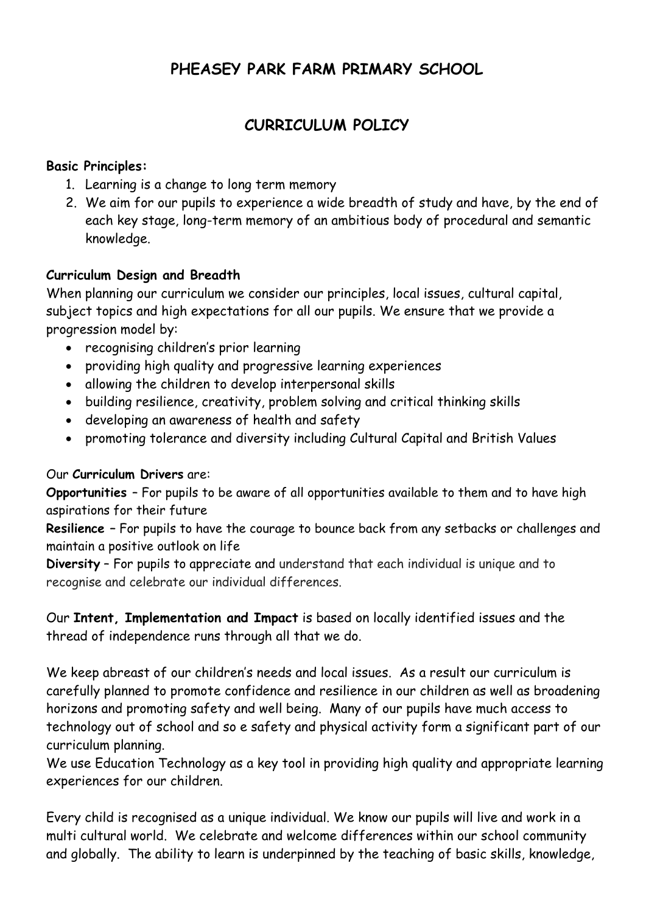# PHEASEY PARK FARM PRIMARY SCHOOL

## CURRICULUM POLICY

**Basic Principles:**

1. Learning is a change to long term memory
2. We aim for our pupils to experience a wide breadth of study and have, by the end of each key stage, long-term memory of an ambitious body of procedural and semantic knowledge.

**Curriculum Design and Breadth**

When planning our curriculum we consider our principles, local issues, cultural capital, subject topics and high expectations for all our pupils. We ensure that we provide a progression model by:

- recognising children's prior learning
- providing high quality and progressive learning experiences
- allowing the children to develop interpersonal skills
- building resilience, creativity, problem solving and critical thinking skills
- developing an awareness of health and safety
- promoting tolerance and diversity including Cultural Capital and British Values

Our **Curriculum Drivers** are:

**Opportunities** – For pupils to be aware of all opportunities available to them and to have high aspirations for their future

**Resilience** – For pupils to have the courage to bounce back from any setbacks or challenges and maintain a positive outlook on life

**Diversity** – For pupils to appreciate and understand that each individual is unique and to recognise and celebrate our individual differences.

Our **Intent, Implementation and Impact** is based on locally identified issues and the thread of independence runs through all that we do.

We keep abreast of our children's needs and local issues. As a result our curriculum is carefully planned to promote confidence and resilience in our children as well as broadening horizons and promoting safety and well being. Many of our pupils have much access to technology out of school and so e safety and physical activity form a significant part of our curriculum planning.

We use Education Technology as a key tool in providing high quality and appropriate learning experiences for our children.

Every child is recognised as a unique individual. We know our pupils will live and work in a multi cultural world. We celebrate and welcome differences within our school community and globally. The ability to learn is underpinned by the teaching of basic skills, knowledge,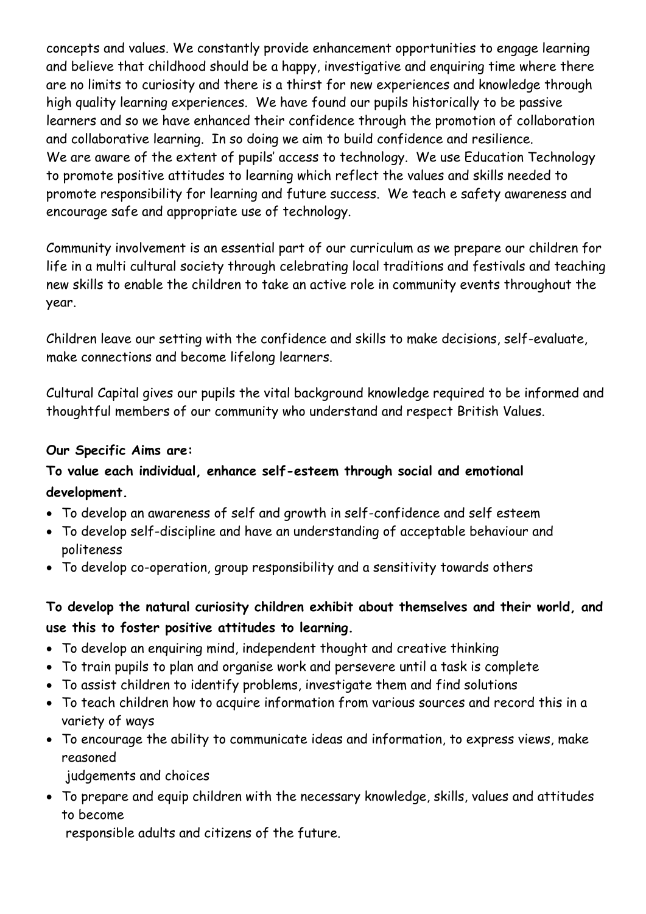concepts and values. We constantly provide enhancement opportunities to engage learning and believe that childhood should be a happy, investigative and enquiring time where there are no limits to curiosity and there is a thirst for new experiences and knowledge through high quality learning experiences. We have found our pupils historically to be passive learners and so we have enhanced their confidence through the promotion of collaboration and collaborative learning. In so doing we aim to build confidence and resilience.
We are aware of the extent of pupils' access to technology. We use Education Technology to promote positive attitudes to learning which reflect the values and skills needed to promote responsibility for learning and future success. We teach e safety awareness and encourage safe and appropriate use of technology.

Community involvement is an essential part of our curriculum as we prepare our children for life in a multi cultural society through celebrating local traditions and festivals and teaching new skills to enable the children to take an active role in community events throughout the year.

Children leave our setting with the confidence and skills to make decisions, self-evaluate, make connections and become lifelong learners.

Cultural Capital gives our pupils the vital background knowledge required to be informed and thoughtful members of our community who understand and respect British Values.

**Our Specific Aims are:**

**To value each individual, enhance self-esteem through social and emotional development.**

- To develop an awareness of self and growth in self-confidence and self esteem
- To develop self-discipline and have an understanding of acceptable behaviour and politeness
- To develop co-operation, group responsibility and a sensitivity towards others

**To develop the natural curiosity children exhibit about themselves and their world, and use this to foster positive attitudes to learning.**

- To develop an enquiring mind, independent thought and creative thinking
- To train pupils to plan and organise work and persevere until a task is complete
- To assist children to identify problems, investigate them and find solutions
- To teach children how to acquire information from various sources and record this in a variety of ways
- To encourage the ability to communicate ideas and information, to express views, make reasoned judgements and choices
- To prepare and equip children with the necessary knowledge, skills, values and attitudes to become responsible adults and citizens of the future.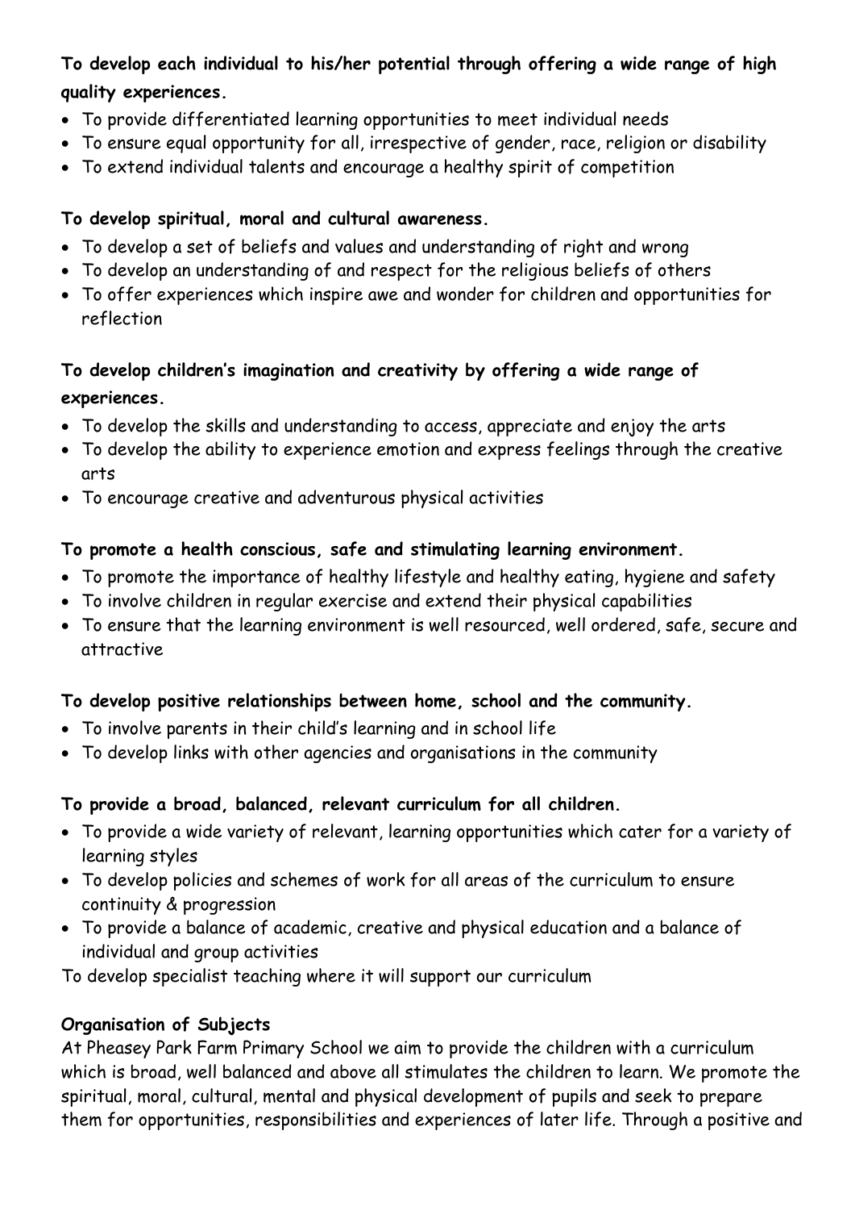**To develop each individual to his/her potential through offering a wide range of high quality experiences.**

- To provide differentiated learning opportunities to meet individual needs
- To ensure equal opportunity for all, irrespective of gender, race, religion or disability
- To extend individual talents and encourage a healthy spirit of competition

**To develop spiritual, moral and cultural awareness.**

- To develop a set of beliefs and values and understanding of right and wrong
- To develop an understanding of and respect for the religious beliefs of others
- To offer experiences which inspire awe and wonder for children and opportunities for reflection

**To develop children's imagination and creativity by offering a wide range of experiences.**

- To develop the skills and understanding to access, appreciate and enjoy the arts
- To develop the ability to experience emotion and express feelings through the creative arts
- To encourage creative and adventurous physical activities

**To promote a health conscious, safe and stimulating learning environment.**

- To promote the importance of healthy lifestyle and healthy eating, hygiene and safety
- To involve children in regular exercise and extend their physical capabilities
- To ensure that the learning environment is well resourced, well ordered, safe, secure and attractive

**To develop positive relationships between home, school and the community.**

- To involve parents in their child's learning and in school life
- To develop links with other agencies and organisations in the community

**To provide a broad, balanced, relevant curriculum for all children.**

- To provide a wide variety of relevant, learning opportunities which cater for a variety of learning styles
- To develop policies and schemes of work for all areas of the curriculum to ensure continuity & progression
- To provide a balance of academic, creative and physical education and a balance of individual and group activities

To develop specialist teaching where it will support our curriculum

**Organisation of Subjects**

At Pheasey Park Farm Primary School we aim to provide the children with a curriculum which is broad, well balanced and above all stimulates the children to learn. We promote the spiritual, moral, cultural, mental and physical development of pupils and seek to prepare them for opportunities, responsibilities and experiences of later life. Through a positive and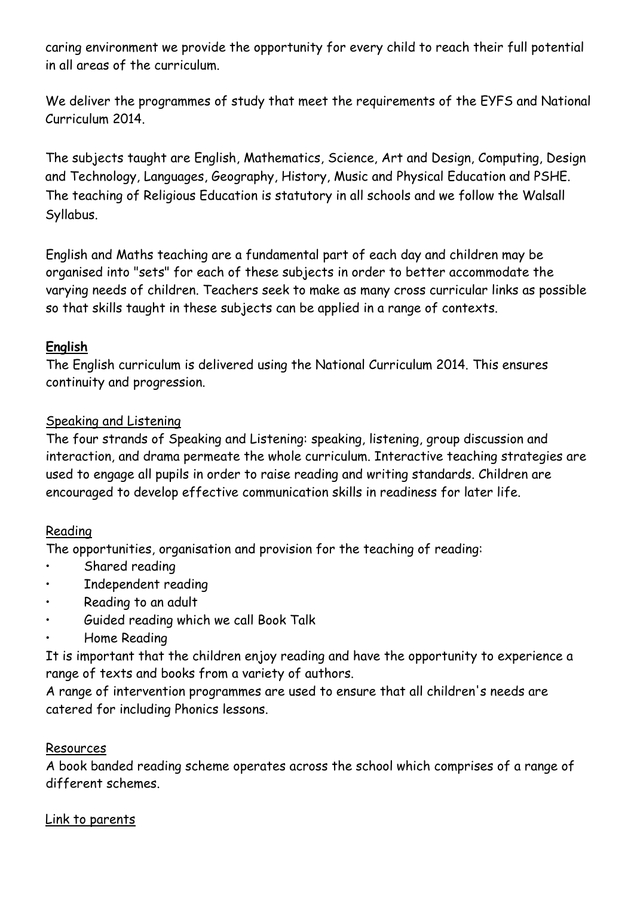caring environment we provide the opportunity for every child to reach their full potential in all areas of the curriculum.

We deliver the programmes of study that meet the requirements of the EYFS and National Curriculum 2014.

The subjects taught are English, Mathematics, Science, Art and Design, Computing, Design and Technology, Languages, Geography, History, Music and Physical Education and PSHE. The teaching of Religious Education is statutory in all schools and we follow the Walsall Syllabus.

English and Maths teaching are a fundamental part of each day and children may be organised into "sets" for each of these subjects in order to better accommodate the varying needs of children. Teachers seek to make as many cross curricular links as possible so that skills taught in these subjects can be applied in a range of contexts.

## English

The English curriculum is delivered using the National Curriculum 2014. This ensures continuity and progression.

### Speaking and Listening

The four strands of Speaking and Listening: speaking, listening, group discussion and interaction, and drama permeate the whole curriculum. Interactive teaching strategies are used to engage all pupils in order to raise reading and writing standards. Children are encouraged to develop effective communication skills in readiness for later life.

### Reading

The opportunities, organisation and provision for the teaching of reading:

- Shared reading
- Independent reading
- Reading to an adult
- Guided reading which we call Book Talk
- Home Reading

It is important that the children enjoy reading and have the opportunity to experience a range of texts and books from a variety of authors.

A range of intervention programmes are used to ensure that all children's needs are catered for including Phonics lessons.

### Resources

A book banded reading scheme operates across the school which comprises of a range of different schemes.

### Link to parents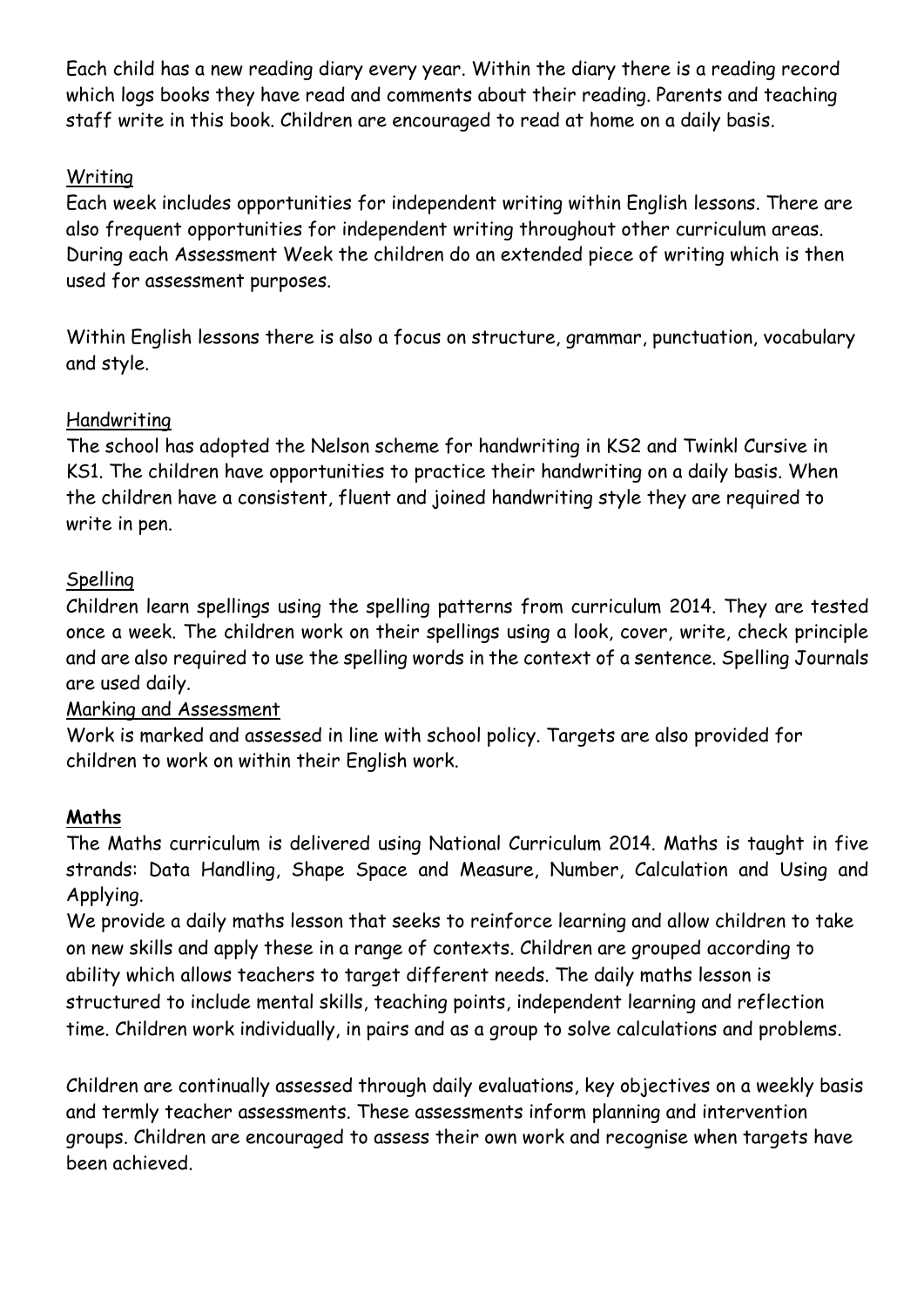Each child has a new reading diary every year. Within the diary there is a reading record which logs books they have read and comments about their reading. Parents and teaching staff write in this book. Children are encouraged to read at home on a daily basis.

### Writing

Each week includes opportunities for independent writing within English lessons. There are also frequent opportunities for independent writing throughout other curriculum areas. During each Assessment Week the children do an extended piece of writing which is then used for assessment purposes.

Within English lessons there is also a focus on structure, grammar, punctuation, vocabulary and style.

### Handwriting

The school has adopted the Nelson scheme for handwriting in KS2 and Twinkl Cursive in KS1. The children have opportunities to practice their handwriting on a daily basis. When the children have a consistent, fluent and joined handwriting style they are required to write in pen.

### Spelling

Children learn spellings using the spelling patterns from curriculum 2014. They are tested once a week. The children work on their spellings using a look, cover, write, check principle and are also required to use the spelling words in the context of a sentence. Spelling Journals are used daily.

### Marking and Assessment

Work is marked and assessed in line with school policy. Targets are also provided for children to work on within their English work.

## Maths

The Maths curriculum is delivered using National Curriculum 2014. Maths is taught in five strands: Data Handling, Shape Space and Measure, Number, Calculation and Using and Applying.

We provide a daily maths lesson that seeks to reinforce learning and allow children to take on new skills and apply these in a range of contexts. Children are grouped according to ability which allows teachers to target different needs. The daily maths lesson is structured to include mental skills, teaching points, independent learning and reflection time. Children work individually, in pairs and as a group to solve calculations and problems.

Children are continually assessed through daily evaluations, key objectives on a weekly basis and termly teacher assessments. These assessments inform planning and intervention groups. Children are encouraged to assess their own work and recognise when targets have been achieved.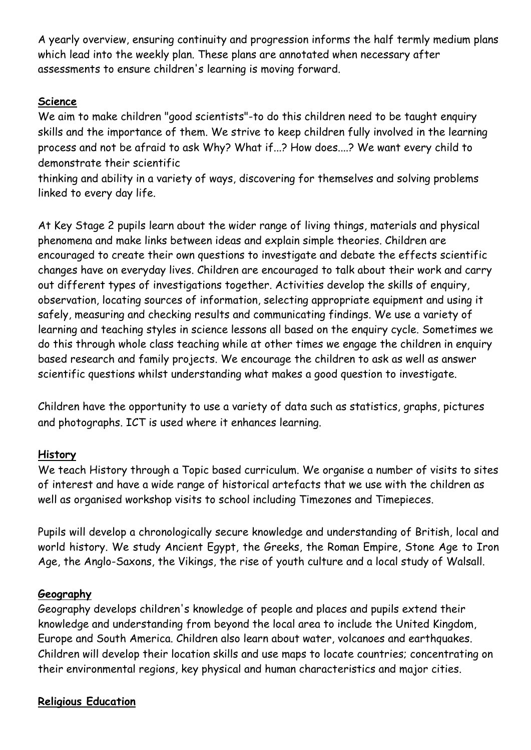A yearly overview, ensuring continuity and progression informs the half termly medium plans which lead into the weekly plan. These plans are annotated when necessary after assessments to ensure children's learning is moving forward.

## Science

We aim to make children "good scientists"-to do this children need to be taught enquiry skills and the importance of them. We strive to keep children fully involved in the learning process and not be afraid to ask Why? What if...? How does....? We want every child to demonstrate their scientific
thinking and ability in a variety of ways, discovering for themselves and solving problems linked to every day life.

At Key Stage 2 pupils learn about the wider range of living things, materials and physical phenomena and make links between ideas and explain simple theories. Children are encouraged to create their own questions to investigate and debate the effects scientific changes have on everyday lives. Children are encouraged to talk about their work and carry out different types of investigations together. Activities develop the skills of enquiry, observation, locating sources of information, selecting appropriate equipment and using it safely, measuring and checking results and communicating findings. We use a variety of learning and teaching styles in science lessons all based on the enquiry cycle. Sometimes we do this through whole class teaching while at other times we engage the children in enquiry based research and family projects. We encourage the children to ask as well as answer scientific questions whilst understanding what makes a good question to investigate.

Children have the opportunity to use a variety of data such as statistics, graphs, pictures and photographs. ICT is used where it enhances learning.

## History

We teach History through a Topic based curriculum. We organise a number of visits to sites of interest and have a wide range of historical artefacts that we use with the children as well as organised workshop visits to school including Timezones and Timepieces.

Pupils will develop a chronologically secure knowledge and understanding of British, local and world history. We study Ancient Egypt, the Greeks, the Roman Empire, Stone Age to Iron Age, the Anglo-Saxons, the Vikings, the rise of youth culture and a local study of Walsall.

## Geography

Geography develops children's knowledge of people and places and pupils extend their knowledge and understanding from beyond the local area to include the United Kingdom, Europe and South America. Children also learn about water, volcanoes and earthquakes. Children will develop their location skills and use maps to locate countries; concentrating on their environmental regions, key physical and human characteristics and major cities.

## Religious Education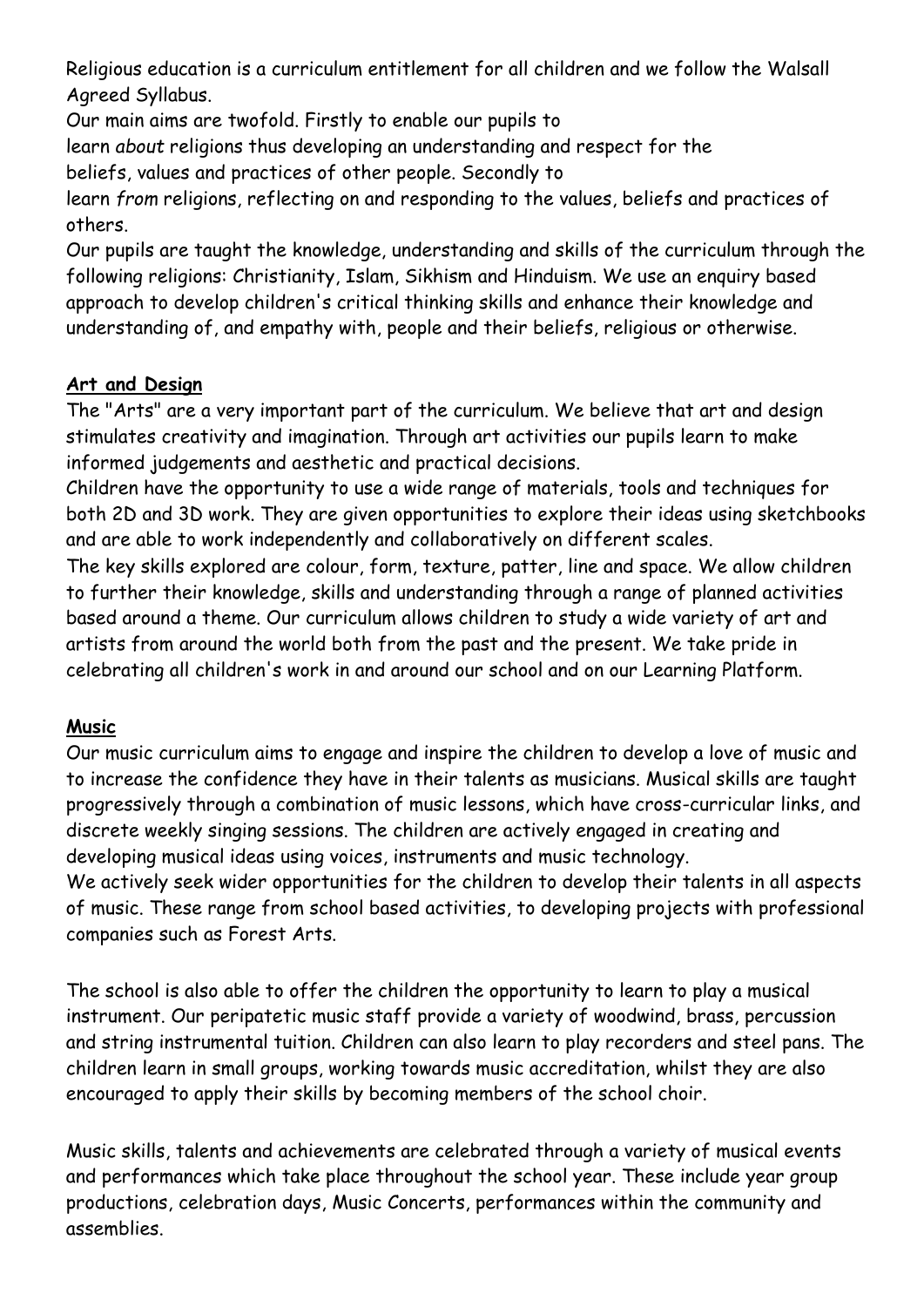Religious education is a curriculum entitlement for all children and we follow the Walsall Agreed Syllabus.

Our main aims are twofold. Firstly to enable our pupils to learn *about* religions thus developing an understanding and respect for the beliefs, values and practices of other people. Secondly to learn *from* religions, reflecting on and responding to the values, beliefs and practices of others.

Our pupils are taught the knowledge, understanding and skills of the curriculum through the following religions: Christianity, Islam, Sikhism and Hinduism. We use an enquiry based approach to develop children's critical thinking skills and enhance their knowledge and understanding of, and empathy with, people and their beliefs, religious or otherwise.

**Art and Design**

The "Arts" are a very important part of the curriculum. We believe that art and design stimulates creativity and imagination. Through art activities our pupils learn to make informed judgements and aesthetic and practical decisions.

Children have the opportunity to use a wide range of materials, tools and techniques for both 2D and 3D work. They are given opportunities to explore their ideas using sketchbooks and are able to work independently and collaboratively on different scales.

The key skills explored are colour, form, texture, patter, line and space. We allow children to further their knowledge, skills and understanding through a range of planned activities based around a theme. Our curriculum allows children to study a wide variety of art and artists from around the world both from the past and the present. We take pride in celebrating all children's work in and around our school and on our Learning Platform.

**Music**

Our music curriculum aims to engage and inspire the children to develop a love of music and to increase the confidence they have in their talents as musicians. Musical skills are taught progressively through a combination of music lessons, which have cross-curricular links, and discrete weekly singing sessions. The children are actively engaged in creating and developing musical ideas using voices, instruments and music technology.

We actively seek wider opportunities for the children to develop their talents in all aspects of music. These range from school based activities, to developing projects with professional companies such as Forest Arts.

The school is also able to offer the children the opportunity to learn to play a musical instrument. Our peripatetic music staff provide a variety of woodwind, brass, percussion and string instrumental tuition. Children can also learn to play recorders and steel pans. The children learn in small groups, working towards music accreditation, whilst they are also encouraged to apply their skills by becoming members of the school choir.

Music skills, talents and achievements are celebrated through a variety of musical events and performances which take place throughout the school year. These include year group productions, celebration days, Music Concerts, performances within the community and assemblies.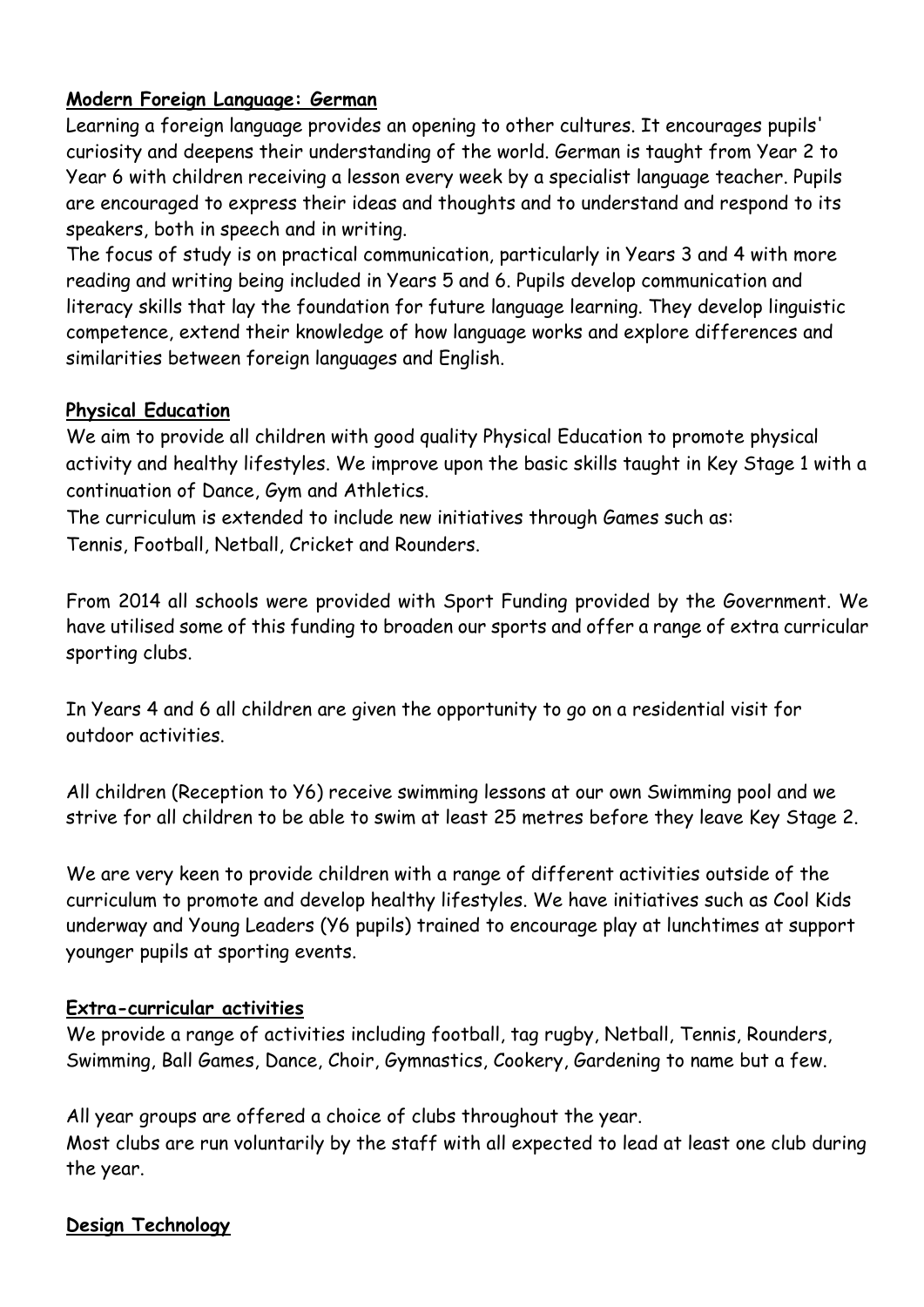**Modern Foreign Language: German**

Learning a foreign language provides an opening to other cultures. It encourages pupils' curiosity and deepens their understanding of the world. German is taught from Year 2 to Year 6 with children receiving a lesson every week by a specialist language teacher. Pupils are encouraged to express their ideas and thoughts and to understand and respond to its speakers, both in speech and in writing.

The focus of study is on practical communication, particularly in Years 3 and 4 with more reading and writing being included in Years 5 and 6. Pupils develop communication and literacy skills that lay the foundation for future language learning. They develop linguistic competence, extend their knowledge of how language works and explore differences and similarities between foreign languages and English.

**Physical Education**

We aim to provide all children with good quality Physical Education to promote physical activity and healthy lifestyles. We improve upon the basic skills taught in Key Stage 1 with a continuation of Dance, Gym and Athletics.

The curriculum is extended to include new initiatives through Games such as:
Tennis, Football, Netball, Cricket and Rounders.

From 2014 all schools were provided with Sport Funding provided by the Government. We have utilised some of this funding to broaden our sports and offer a range of extra curricular sporting clubs.

In Years 4 and 6 all children are given the opportunity to go on a residential visit for outdoor activities.

All children (Reception to Y6) receive swimming lessons at our own Swimming pool and we strive for all children to be able to swim at least 25 metres before they leave Key Stage 2.

We are very keen to provide children with a range of different activities outside of the curriculum to promote and develop healthy lifestyles. We have initiatives such as Cool Kids underway and Young Leaders (Y6 pupils) trained to encourage play at lunchtimes at support younger pupils at sporting events.

**Extra-curricular activities**

We provide a range of activities including football, tag rugby, Netball, Tennis, Rounders, Swimming, Ball Games, Dance, Choir, Gymnastics, Cookery, Gardening to name but a few.

All year groups are offered a choice of clubs throughout the year.
Most clubs are run voluntarily by the staff with all expected to lead at least one club during the year.

**Design Technology**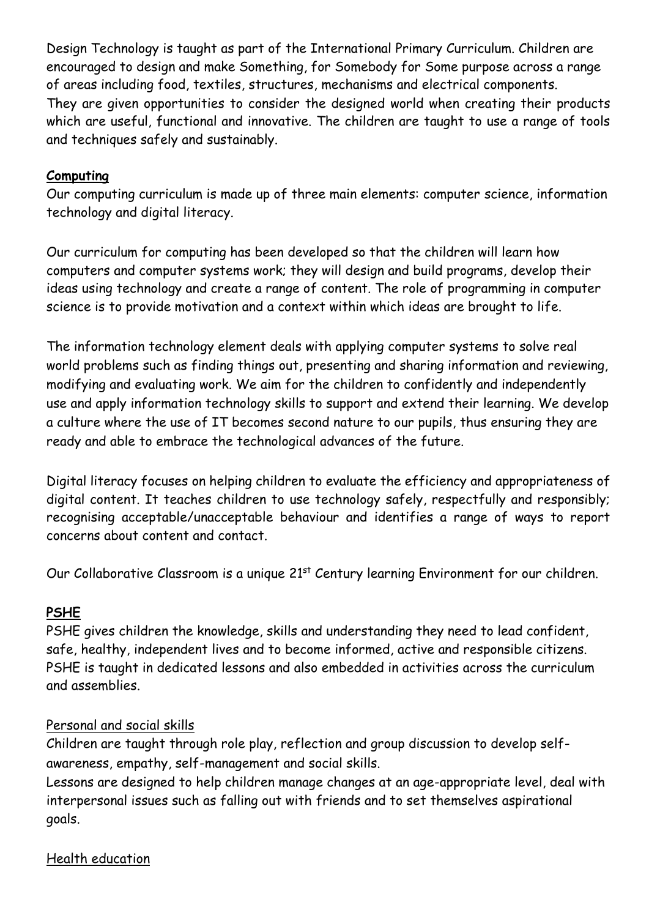Design Technology is taught as part of the International Primary Curriculum. Children are encouraged to design and make Something, for Somebody for Some purpose across a range of areas including food, textiles, structures, mechanisms and electrical components. They are given opportunities to consider the designed world when creating their products which are useful, functional and innovative. The children are taught to use a range of tools and techniques safely and sustainably.

## Computing

Our computing curriculum is made up of three main elements: computer science, information technology and digital literacy.

Our curriculum for computing has been developed so that the children will learn how computers and computer systems work; they will design and build programs, develop their ideas using technology and create a range of content. The role of programming in computer science is to provide motivation and a context within which ideas are brought to life.

The information technology element deals with applying computer systems to solve real world problems such as finding things out, presenting and sharing information and reviewing, modifying and evaluating work. We aim for the children to confidently and independently use and apply information technology skills to support and extend their learning. We develop a culture where the use of IT becomes second nature to our pupils, thus ensuring they are ready and able to embrace the technological advances of the future.

Digital literacy focuses on helping children to evaluate the efficiency and appropriateness of digital content. It teaches children to use technology safely, respectfully and responsibly; recognising acceptable/unacceptable behaviour and identifies a range of ways to report concerns about content and contact.

Our Collaborative Classroom is a unique 21st Century learning Environment for our children.

## PSHE

PSHE gives children the knowledge, skills and understanding they need to lead confident, safe, healthy, independent lives and to become informed, active and responsible citizens. PSHE is taught in dedicated lessons and also embedded in activities across the curriculum and assemblies.

### Personal and social skills

Children are taught through role play, reflection and group discussion to develop self-awareness, empathy, self-management and social skills.

Lessons are designed to help children manage changes at an age-appropriate level, deal with interpersonal issues such as falling out with friends and to set themselves aspirational goals.

### Health education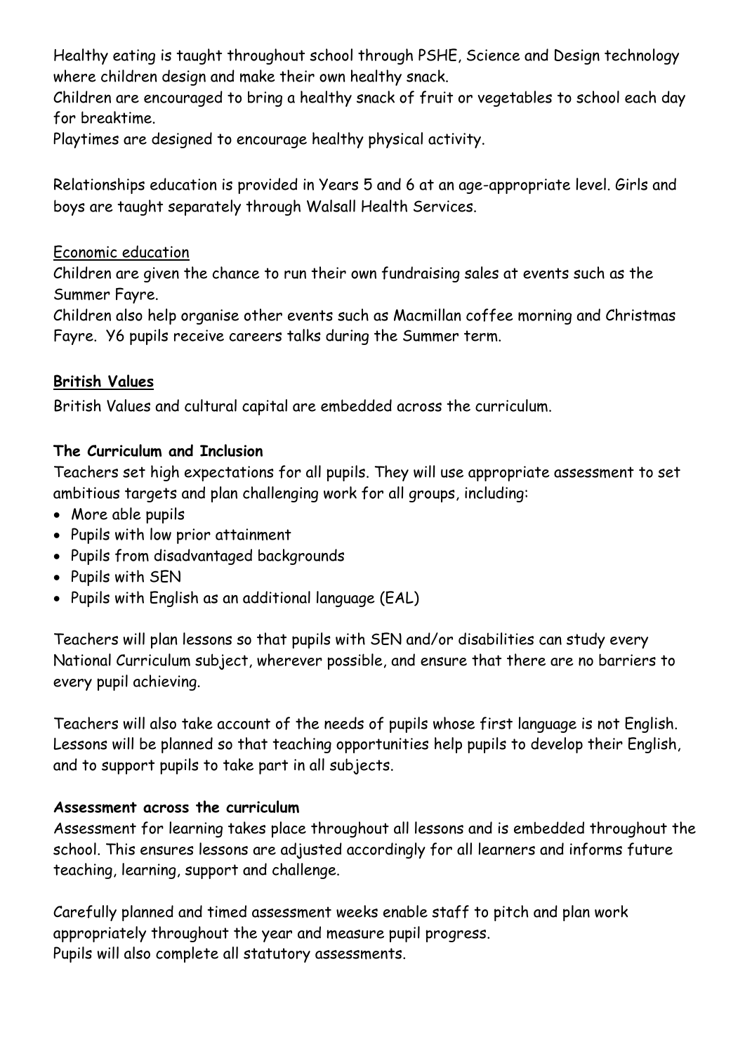Healthy eating is taught throughout school through PSHE, Science and Design technology where children design and make their own healthy snack.
Children are encouraged to bring a healthy snack of fruit or vegetables to school each day for breaktime.
Playtimes are designed to encourage healthy physical activity.

Relationships education is provided in Years 5 and 6 at an age-appropriate level. Girls and boys are taught separately through Walsall Health Services.

Economic education

Children are given the chance to run their own fundraising sales at events such as the Summer Fayre.
Children also help organise other events such as Macmillan coffee morning and Christmas Fayre. Y6 pupils receive careers talks during the Summer term.

**British Values**

British Values and cultural capital are embedded across the curriculum.

**The Curriculum and Inclusion**

Teachers set high expectations for all pupils. They will use appropriate assessment to set ambitious targets and plan challenging work for all groups, including:

- More able pupils
- Pupils with low prior attainment
- Pupils from disadvantaged backgrounds
- Pupils with SEN
- Pupils with English as an additional language (EAL)

Teachers will plan lessons so that pupils with SEN and/or disabilities can study every National Curriculum subject, wherever possible, and ensure that there are no barriers to every pupil achieving.

Teachers will also take account of the needs of pupils whose first language is not English. Lessons will be planned so that teaching opportunities help pupils to develop their English, and to support pupils to take part in all subjects.

**Assessment across the curriculum**

Assessment for learning takes place throughout all lessons and is embedded throughout the school. This ensures lessons are adjusted accordingly for all learners and informs future teaching, learning, support and challenge.

Carefully planned and timed assessment weeks enable staff to pitch and plan work appropriately throughout the year and measure pupil progress.
Pupils will also complete all statutory assessments.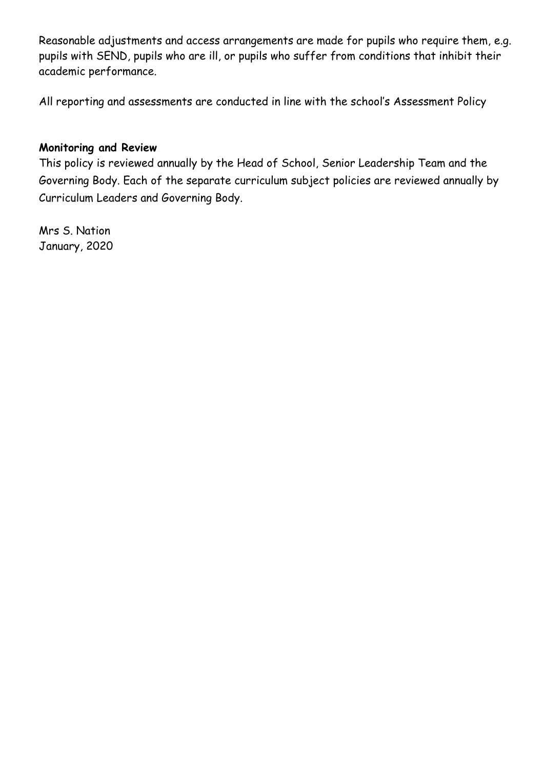Reasonable adjustments and access arrangements are made for pupils who require them, e.g. pupils with SEND, pupils who are ill, or pupils who suffer from conditions that inhibit their academic performance.

All reporting and assessments are conducted in line with the school's Assessment Policy

**Monitoring and Review**

This policy is reviewed annually by the Head of School, Senior Leadership Team and the Governing Body. Each of the separate curriculum subject policies are reviewed annually by Curriculum Leaders and Governing Body.

Mrs S. Nation
January, 2020